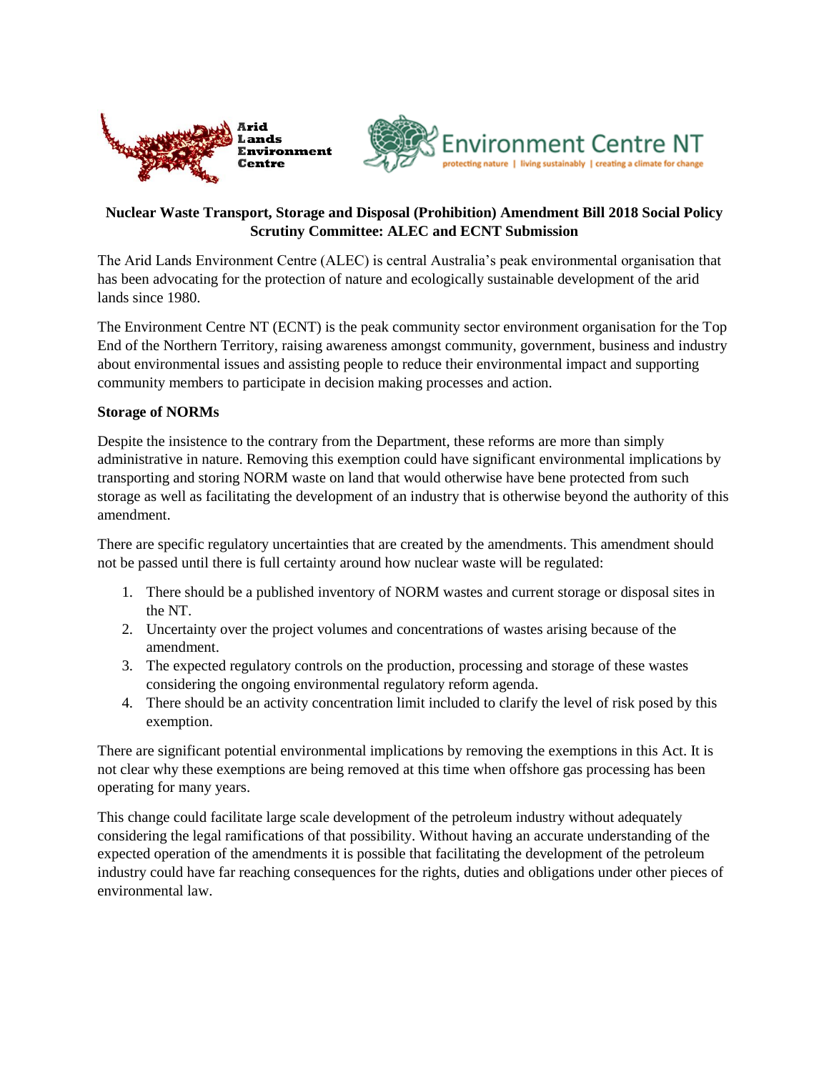Arid Lands Environment Centre

Environment Centre NT

protecting nature | living sustainably | creating a climate for change

**Nuclear Waste Transport, Storage and Disposal (Prohibition) Amendment Bill 2018 Social Policy Scrutiny Committee: ALEC and ECNT Submission**

The Arid Lands Environment Centre (ALEC) is central Australia's peak environmental organisation that has been advocating for the protection of nature and ecologically sustainable development of the arid lands since 1980.

The Environment Centre NT (ECNT) is the peak community sector environment organisation for the Top End of the Northern Territory, raising awareness amongst community, government, business and industry about environmental issues and assisting people to reduce their environmental impact and supporting community members to participate in decision making processes and action.

**Storage of NORMs**

Despite the insistence to the contrary from the Department, these reforms are more than simply administrative in nature. Removing this exemption could have significant environmental implications by transporting and storing NORM waste on land that would otherwise have bene protected from such storage as well as facilitating the development of an industry that is otherwise beyond the authority of this amendment.

There are specific regulatory uncertainties that are created by the amendments. This amendment should not be passed until there is full certainty around how nuclear waste will be regulated:

1. There should be a published inventory of NORM wastes and current storage or disposal sites in the NT.
2. Uncertainty over the project volumes and concentrations of wastes arising because of the amendment.
3. The expected regulatory controls on the production, processing and storage of these wastes considering the ongoing environmental regulatory reform agenda.
4. There should be an activity concentration limit included to clarify the level of risk posed by this exemption.

There are significant potential environmental implications by removing the exemptions in this Act. It is not clear why these exemptions are being removed at this time when offshore gas processing has been operating for many years.

This change could facilitate large scale development of the petroleum industry without adequately considering the legal ramifications of that possibility. Without having an accurate understanding of the expected operation of the amendments it is possible that facilitating the development of the petroleum industry could have far reaching consequences for the rights, duties and obligations under other pieces of environmental law.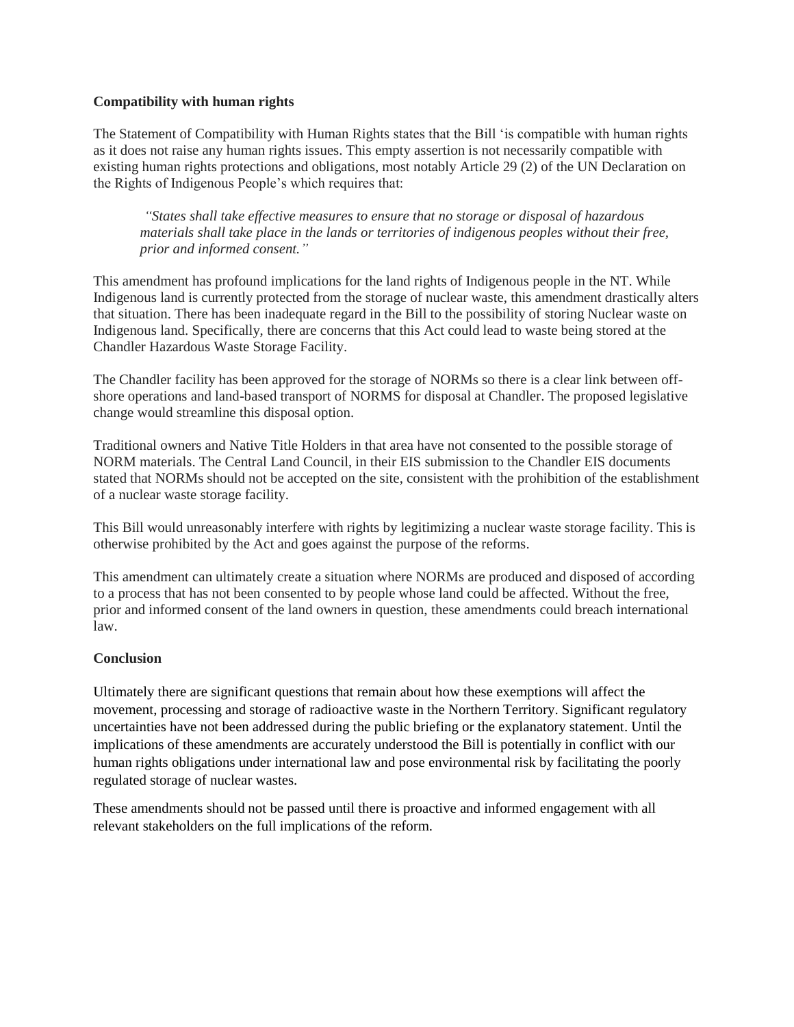**Compatibility with human rights**

The Statement of Compatibility with Human Rights states that the Bill 'is compatible with human rights as it does not raise any human rights issues. This empty assertion is not necessarily compatible with existing human rights protections and obligations, most notably Article 29 (2) of the UN Declaration on the Rights of Indigenous People's which requires that:

> *"States shall take effective measures to ensure that no storage or disposal of hazardous materials shall take place in the lands or territories of indigenous peoples without their free, prior and informed consent."*

This amendment has profound implications for the land rights of Indigenous people in the NT. While Indigenous land is currently protected from the storage of nuclear waste, this amendment drastically alters that situation. There has been inadequate regard in the Bill to the possibility of storing Nuclear waste on Indigenous land. Specifically, there are concerns that this Act could lead to waste being stored at the Chandler Hazardous Waste Storage Facility.

The Chandler facility has been approved for the storage of NORMs so there is a clear link between off-shore operations and land-based transport of NORMS for disposal at Chandler. The proposed legislative change would streamline this disposal option.

Traditional owners and Native Title Holders in that area have not consented to the possible storage of NORM materials. The Central Land Council, in their EIS submission to the Chandler EIS documents stated that NORMs should not be accepted on the site, consistent with the prohibition of the establishment of a nuclear waste storage facility.

This Bill would unreasonably interfere with rights by legitimizing a nuclear waste storage facility. This is otherwise prohibited by the Act and goes against the purpose of the reforms.

This amendment can ultimately create a situation where NORMs are produced and disposed of according to a process that has not been consented to by people whose land could be affected. Without the free, prior and informed consent of the land owners in question, these amendments could breach international law.

**Conclusion**

Ultimately there are significant questions that remain about how these exemptions will affect the movement, processing and storage of radioactive waste in the Northern Territory. Significant regulatory uncertainties have not been addressed during the public briefing or the explanatory statement. Until the implications of these amendments are accurately understood the Bill is potentially in conflict with our human rights obligations under international law and pose environmental risk by facilitating the poorly regulated storage of nuclear wastes.

These amendments should not be passed until there is proactive and informed engagement with all relevant stakeholders on the full implications of the reform.